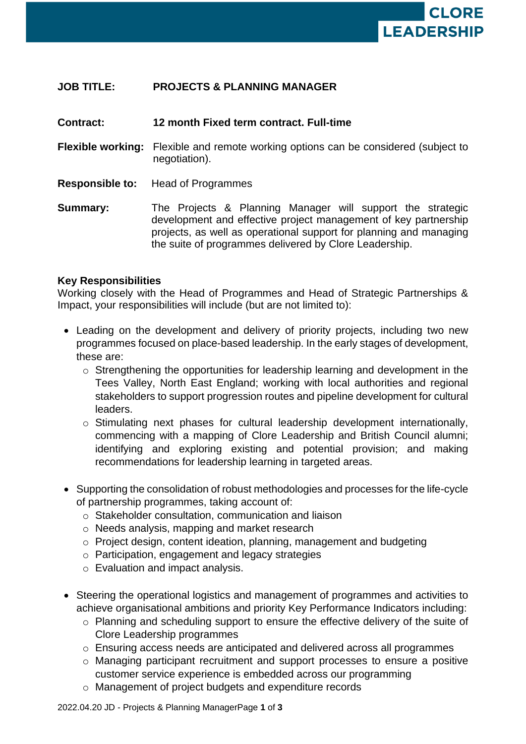**JOB TITLE:** **PROJECTS & PLANNING MANAGER**

**Contract:** **12 month Fixed term contract. Full-time**

**Flexible working:** Flexible and remote working options can be considered (subject to negotiation).

**Responsible to:** Head of Programmes

**Summary:** The Projects & Planning Manager will support the strategic development and effective project management of key partnership projects, as well as operational support for planning and managing the suite of programmes delivered by Clore Leadership.

**Key Responsibilities**

Working closely with the Head of Programmes and Head of Strategic Partnerships & Impact, your responsibilities will include (but are not limited to):

- Leading on the development and delivery of priority projects, including two new programmes focused on place-based leadership. In the early stages of development, these are:
  - Strengthening the opportunities for leadership learning and development in the Tees Valley, North East England; working with local authorities and regional stakeholders to support progression routes and pipeline development for cultural leaders.
  - Stimulating next phases for cultural leadership development internationally, commencing with a mapping of Clore Leadership and British Council alumni; identifying and exploring existing and potential provision; and making recommendations for leadership learning in targeted areas.

- Supporting the consolidation of robust methodologies and processes for the life-cycle of partnership programmes, taking account of:
  - Stakeholder consultation, communication and liaison
  - Needs analysis, mapping and market research
  - Project design, content ideation, planning, management and budgeting
  - Participation, engagement and legacy strategies
  - Evaluation and impact analysis.

- Steering the operational logistics and management of programmes and activities to achieve organisational ambitions and priority Key Performance Indicators including:
  - Planning and scheduling support to ensure the effective delivery of the suite of Clore Leadership programmes
  - Ensuring access needs are anticipated and delivered across all programmes
  - Managing participant recruitment and support processes to ensure a positive customer service experience is embedded across our programming
  - Management of project budgets and expenditure records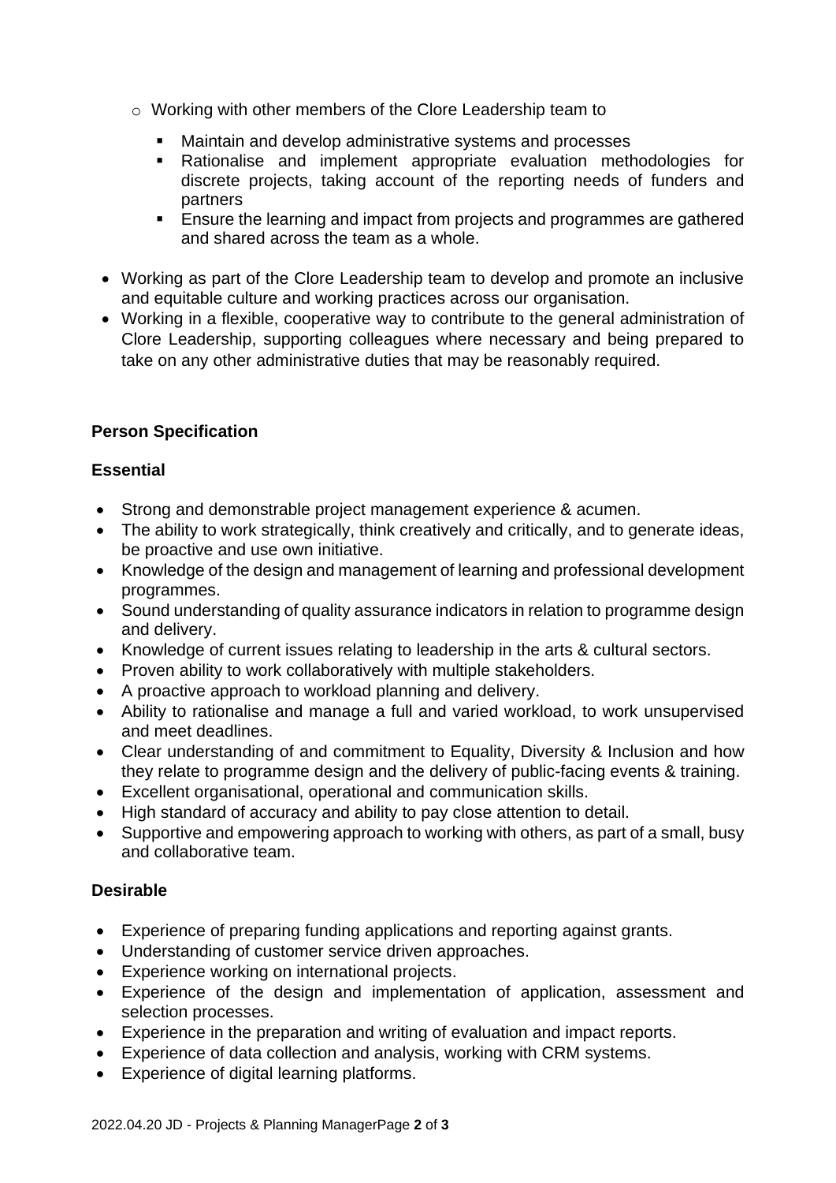- Working with other members of the Clore Leadership team to
    - Maintain and develop administrative systems and processes
    - Rationalise and implement appropriate evaluation methodologies for discrete projects, taking account of the reporting needs of funders and partners
    - Ensure the learning and impact from projects and programmes are gathered and shared across the team as a whole.
- Working as part of the Clore Leadership team to develop and promote an inclusive and equitable culture and working practices across our organisation.
- Working in a flexible, cooperative way to contribute to the general administration of Clore Leadership, supporting colleagues where necessary and being prepared to take on any other administrative duties that may be reasonably required.

**Person Specification**

**Essential**

- Strong and demonstrable project management experience & acumen.
- The ability to work strategically, think creatively and critically, and to generate ideas, be proactive and use own initiative.
- Knowledge of the design and management of learning and professional development programmes.
- Sound understanding of quality assurance indicators in relation to programme design and delivery.
- Knowledge of current issues relating to leadership in the arts & cultural sectors.
- Proven ability to work collaboratively with multiple stakeholders.
- A proactive approach to workload planning and delivery.
- Ability to rationalise and manage a full and varied workload, to work unsupervised and meet deadlines.
- Clear understanding of and commitment to Equality, Diversity & Inclusion and how they relate to programme design and the delivery of public-facing events & training.
- Excellent organisational, operational and communication skills.
- High standard of accuracy and ability to pay close attention to detail.
- Supportive and empowering approach to working with others, as part of a small, busy and collaborative team.

**Desirable**

- Experience of preparing funding applications and reporting against grants.
- Understanding of customer service driven approaches.
- Experience working on international projects.
- Experience of the design and implementation of application, assessment and selection processes.
- Experience in the preparation and writing of evaluation and impact reports.
- Experience of data collection and analysis, working with CRM systems.
- Experience of digital learning platforms.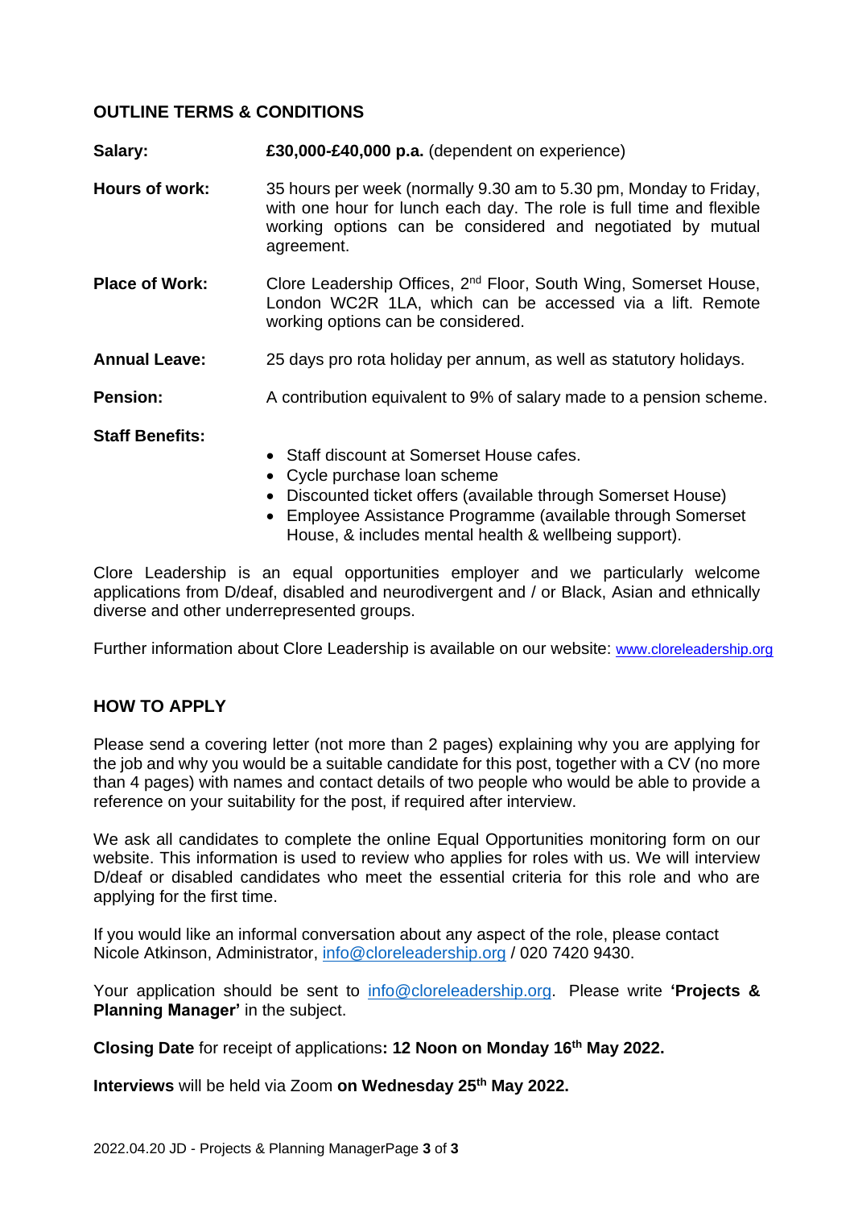## OUTLINE TERMS & CONDITIONS

**Salary:** **£30,000-£40,000 p.a.** (dependent on experience)

**Hours of work:** 35 hours per week (normally 9.30 am to 5.30 pm, Monday to Friday, with one hour for lunch each day. The role is full time and flexible working options can be considered and negotiated by mutual agreement.

**Place of Work:** Clore Leadership Offices, 2nd Floor, South Wing, Somerset House, London WC2R 1LA, which can be accessed via a lift. Remote working options can be considered.

**Annual Leave:** 25 days pro rota holiday per annum, as well as statutory holidays.

**Pension:** A contribution equivalent to 9% of salary made to a pension scheme.

**Staff Benefits:**

- Staff discount at Somerset House cafes.
- Cycle purchase loan scheme
- Discounted ticket offers (available through Somerset House)
- Employee Assistance Programme (available through Somerset House, & includes mental health & wellbeing support).

Clore Leadership is an equal opportunities employer and we particularly welcome applications from D/deaf, disabled and neurodivergent and / or Black, Asian and ethnically diverse and other underrepresented groups.

Further information about Clore Leadership is available on our website: www.cloreleadership.org

## HOW TO APPLY

Please send a covering letter (not more than 2 pages) explaining why you are applying for the job and why you would be a suitable candidate for this post, together with a CV (no more than 4 pages) with names and contact details of two people who would be able to provide a reference on your suitability for the post, if required after interview.

We ask all candidates to complete the online Equal Opportunities monitoring form on our website. This information is used to review who applies for roles with us. We will interview D/deaf or disabled candidates who meet the essential criteria for this role and who are applying for the first time.

If you would like an informal conversation about any aspect of the role, please contact Nicole Atkinson, Administrator, info@cloreleadership.org / 020 7420 9430.

Your application should be sent to info@cloreleadership.org. Please write **'Projects & Planning Manager'** in the subject.

**Closing Date** for receipt of applications**: 12 Noon on Monday 16th May 2022.**

**Interviews** will be held via Zoom **on Wednesday 25th May 2022.**